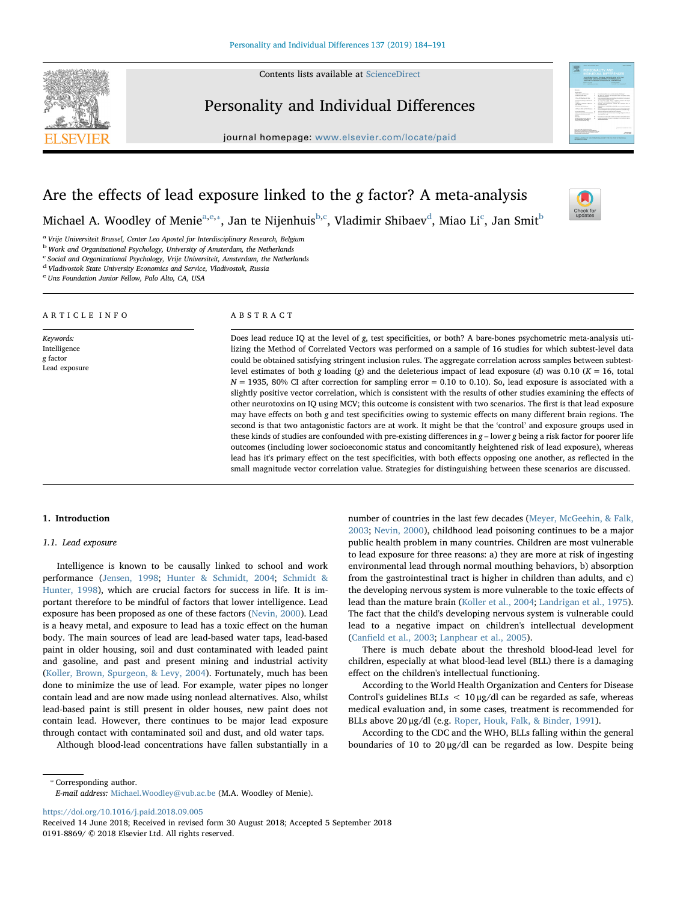# Are the effects of lead exposure linked to the *g* factor? A meta-analysis

Michael A. Woodley of Menie[a,e,*], Jan te Nijenhuis[b,c], Vladimir Shibaev[d], Miao Li[c], Jan Smit[b]

[a] Vrije Universiteit Brussel, Center Leo Apostel for Interdisciplinary Research, Belgium
[b] Work and Organizational Psychology, University of Amsterdam, the Netherlands
[c] Social and Organizational Psychology, Vrije Universiteit, Amsterdam, the Netherlands
[d] Vladivostok State University Economics and Service, Vladivostok, Russia
[e] Unz Foundation Junior Fellow, Palo Alto, CA, USA

ARTICLE INFO

*Keywords:*
Intelligence
*g* factor
Lead exposure

ABSTRACT

Does lead reduce IQ at the level of *g*, test specificities, or both? A bare-bones psychometric meta-analysis utilizing the Method of Correlated Vectors was performed on a sample of 16 studies for which subtest-level data could be obtained satisfying stringent inclusion rules. The aggregate correlation across samples between subtest-level estimates of both *g* loading (*g*) and the deleterious impact of lead exposure (*d*) was 0.10 ($K = 16$, total $N = 1935$, 80% CI after correction for sampling error = 0.10 to 0.10). So, lead exposure is associated with a slightly positive vector correlation, which is consistent with the results of other studies examining the effects of other neurotoxins on IQ using MCV; this outcome is consistent with two scenarios. The first is that lead exposure may have effects on both *g* and test specificities owing to systemic effects on many different brain regions. The second is that two antagonistic factors are at work. It might be that the 'control' and exposure groups used in these kinds of studies are confounded with pre-existing differences in *g* – lower *g* being a risk factor for poorer life outcomes (including lower socioeconomic status and concomitantly heightened risk of lead exposure), whereas lead has it's primary effect on the test specificities, with both effects opposing one another, as reflected in the small magnitude vector correlation value. Strategies for distinguishing between these scenarios are discussed.

## 1. Introduction

### 1.1. Lead exposure

Intelligence is known to be causally linked to school and work performance (Jensen, 1998; Hunter & Schmidt, 2004; Schmidt & Hunter, 1998), which are crucial factors for success in life. It is important therefore to be mindful of factors that lower intelligence. Lead exposure has been proposed as one of these factors (Nevin, 2000). Lead is a heavy metal, and exposure to lead has a toxic effect on the human body. The main sources of lead are lead-based water taps, lead-based paint in older housing, soil and dust contaminated with leaded paint and gasoline, and past and present mining and industrial activity (Koller, Brown, Spurgeon, & Levy, 2004). Fortunately, much has been done to minimize the use of lead. For example, water pipes no longer contain lead and are now made using nonlead alternatives. Also, whilst lead-based paint is still present in older houses, new paint does not contain lead. However, there continues to be major lead exposure through contact with contaminated soil and dust, and old water taps.

Although blood-lead concentrations have fallen substantially in a number of countries in the last few decades (Meyer, McGeehin, & Falk, 2003; Nevin, 2000), childhood lead poisoning continues to be a major public health problem in many countries. Children are most vulnerable to lead exposure for three reasons: a) they are more at risk of ingesting environmental lead through normal mouthing behaviors, b) absorption from the gastrointestinal tract is higher in children than adults, and c) the developing nervous system is more vulnerable to the toxic effects of lead than the mature brain (Koller et al., 2004; Landrigan et al., 1975). The fact that the child's developing nervous system is vulnerable could lead to a negative impact on children's intellectual development (Canfield et al., 2003; Lanphear et al., 2005).

There is much debate about the threshold blood-lead level for children, especially at what blood-lead level (BLL) there is a damaging effect on the children's intellectual functioning.

According to the World Health Organization and Centers for Disease Control's guidelines BLLs $< 10\ \mu g/dl$ can be regarded as safe, whereas medical evaluation and, in some cases, treatment is recommended for BLLs above $20\ \mu g/dl$ (e.g. Roper, Houk, Falk, & Binder, 1991).

According to the CDC and the WHO, BLLs falling within the general boundaries of 10 to $20\ \mu g/dl$ can be regarded as low. Despite being

* Corresponding author.
*E-mail address:* Michael.Woodley@vub.ac.be (M.A. Woodley of Menie).

https://doi.org/10.1016/j.paid.2018.09.005
Received 14 June 2018; Received in revised form 30 August 2018; Accepted 5 September 2018
0191-8869/ © 2018 Elsevier Ltd. All rights reserved.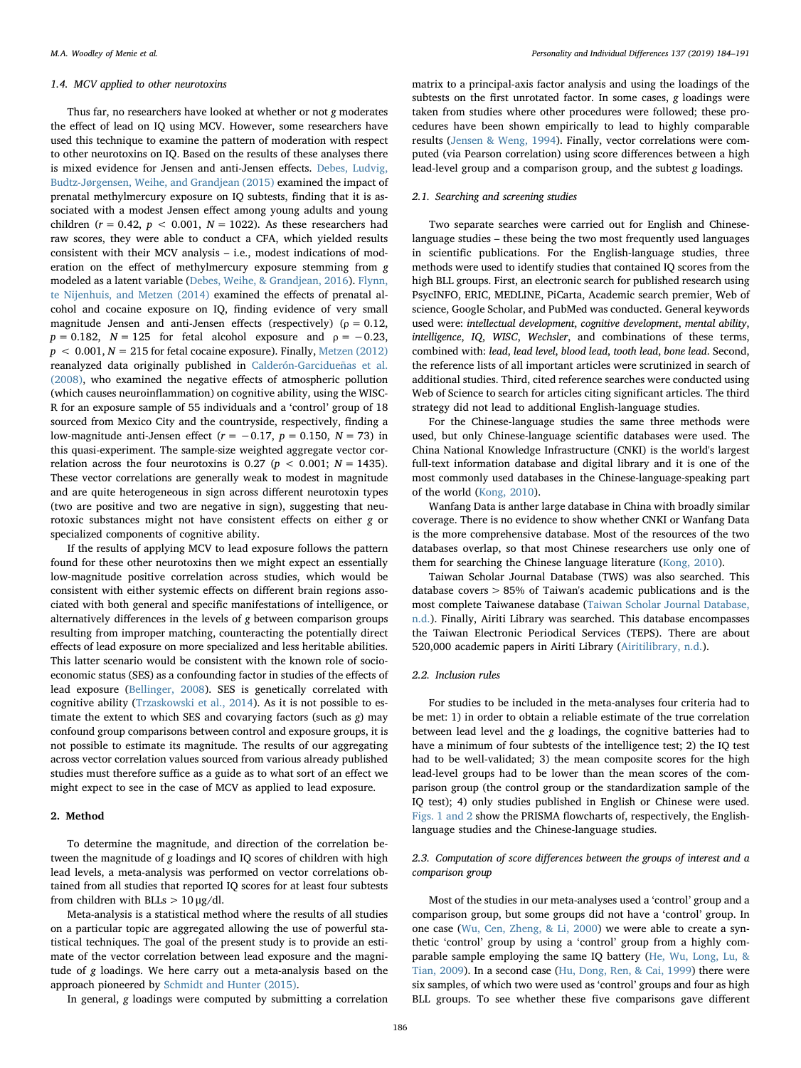### 1.4. MCV applied to other neurotoxins

Thus far, no researchers have looked at whether or not *g* moderates the effect of lead on IQ using MCV. However, some researchers have used this technique to examine the pattern of moderation with respect to other neurotoxins on IQ. Based on the results of these analyses there is mixed evidence for Jensen and anti-Jensen effects. Debes, Ludvig, Budtz-Jørgensen, Weihe, and Grandjean (2015) examined the impact of prenatal methylmercury exposure on IQ subtests, finding that it is associated with a modest Jensen effect among young adults and young children ($r = 0.42$, $p < 0.001$, $N = 1022$). As these researchers had raw scores, they were able to conduct a CFA, which yielded results consistent with their MCV analysis – i.e., modest indications of moderation on the effect of methylmercury exposure stemming from *g* modeled as a latent variable (Debes, Weihe, & Grandjean, 2016). Flynn, te Nijenhuis, and Metzen (2014) examined the effects of prenatal alcohol and cocaine exposure on IQ, finding evidence of very small magnitude Jensen and anti-Jensen effects (respectively) ($\rho = 0.12$, $p = 0.182$, $N = 125$ for fetal alcohol exposure and $\rho = -0.23$, $p < 0.001$, $N = 215$ for fetal cocaine exposure). Finally, Metzen (2012) reanalyzed data originally published in Calderón-Garcidueñas et al. (2008), who examined the negative effects of atmospheric pollution (which causes neuroinflammation) on cognitive ability, using the WISC-R for an exposure sample of 55 individuals and a 'control' group of 18 sourced from Mexico City and the countryside, respectively, finding a low-magnitude anti-Jensen effect ($r = -0.17$, $p = 0.150$, $N = 73$) in this quasi-experiment. The sample-size weighted aggregate vector correlation across the four neurotoxins is 0.27 ($p < 0.001$; $N = 1435$). These vector correlations are generally weak to modest in magnitude and are quite heterogeneous in sign across different neurotoxin types (two are positive and two are negative in sign), suggesting that neurotoxic substances might not have consistent effects on either *g* or specialized components of cognitive ability.

If the results of applying MCV to lead exposure follows the pattern found for these other neurotoxins then we might expect an essentially low-magnitude positive correlation across studies, which would be consistent with either systemic effects on different brain regions associated with both general and specific manifestations of intelligence, or alternatively differences in the levels of *g* between comparison groups resulting from improper matching, counteracting the potentially direct effects of lead exposure on more specialized and less heritable abilities. This latter scenario would be consistent with the known role of socioeconomic status (SES) as a confounding factor in studies of the effects of lead exposure (Bellinger, 2008). SES is genetically correlated with cognitive ability (Trzaskowski et al., 2014). As it is not possible to estimate the extent to which SES and covarying factors (such as *g*) may confound group comparisons between control and exposure groups, it is not possible to estimate its magnitude. The results of our aggregating across vector correlation values sourced from various already published studies must therefore suffice as a guide as to what sort of an effect we might expect to see in the case of MCV as applied to lead exposure.

## 2. Method

To determine the magnitude, and direction of the correlation between the magnitude of *g* loadings and IQ scores of children with high lead levels, a meta-analysis was performed on vector correlations obtained from all studies that reported IQ scores for at least four subtests from children with BLLs > 10 μg/dl.

Meta-analysis is a statistical method where the results of all studies on a particular topic are aggregated allowing the use of powerful statistical techniques. The goal of the present study is to provide an estimate of the vector correlation between lead exposure and the magnitude of *g* loadings. We here carry out a meta-analysis based on the approach pioneered by Schmidt and Hunter (2015).

In general, *g* loadings were computed by submitting a correlation matrix to a principal-axis factor analysis and using the loadings of the subtests on the first unrotated factor. In some cases, *g* loadings were taken from studies where other procedures were followed; these procedures have been shown empirically to lead to highly comparable results (Jensen & Weng, 1994). Finally, vector correlations were computed (via Pearson correlation) using score differences between a high lead-level group and a comparison group, and the subtest *g* loadings.

### 2.1. Searching and screening studies

Two separate searches were carried out for English and Chinese-language studies – these being the two most frequently used languages in scientific publications. For the English-language studies, three methods were used to identify studies that contained IQ scores from the high BLL groups. First, an electronic search for published research using PsycINFO, ERIC, MEDLINE, PiCarta, Academic search premier, Web of science, Google Scholar, and PubMed was conducted. General keywords used were: *intellectual development*, *cognitive development*, *mental ability*, *intelligence*, *IQ*, *WISC*, *Wechsler*, and combinations of these terms, combined with: *lead*, *lead level*, *blood lead*, *tooth lead*, *bone lead*. Second, the reference lists of all important articles were scrutinized in search of additional studies. Third, cited reference searches were conducted using Web of Science to search for articles citing significant articles. The third strategy did not lead to additional English-language studies.

For the Chinese-language studies the same three methods were used, but only Chinese-language scientific databases were used. The China National Knowledge Infrastructure (CNKI) is the world's largest full-text information database and digital library and it is one of the most commonly used databases in the Chinese-language-speaking part of the world (Kong, 2010).

Wanfang Data is anther large database in China with broadly similar coverage. There is no evidence to show whether CNKI or Wanfang Data is the more comprehensive database. Most of the resources of the two databases overlap, so that most Chinese researchers use only one of them for searching the Chinese language literature (Kong, 2010).

Taiwan Scholar Journal Database (TWS) was also searched. This database covers > 85% of Taiwan's academic publications and is the most complete Taiwanese database (Taiwan Scholar Journal Database, n.d.). Finally, Airiti Library was searched. This database encompasses the Taiwan Electronic Periodical Services (TEPS). There are about 520,000 academic papers in Airiti Library (Airitilibrary, n.d.).

### 2.2. Inclusion rules

For studies to be included in the meta-analyses four criteria had to be met: 1) in order to obtain a reliable estimate of the true correlation between lead level and the *g* loadings, the cognitive batteries had to have a minimum of four subtests of the intelligence test; 2) the IQ test had to be well-validated; 3) the mean composite scores for the high lead-level groups had to be lower than the mean scores of the comparison group (the control group or the standardization sample of the IQ test); 4) only studies published in English or Chinese were used. Figs. 1 and 2 show the PRISMA flowcharts of, respectively, the English-language studies and the Chinese-language studies.

### 2.3. Computation of score differences between the groups of interest and a comparison group

Most of the studies in our meta-analyses used a 'control' group and a comparison group, but some groups did not have a 'control' group. In one case (Wu, Cen, Zheng, & Li, 2000) we were able to create a synthetic 'control' group by using a 'control' group from a highly comparable sample employing the same IQ battery (He, Wu, Long, Lu, & Tian, 2009). In a second case (Hu, Dong, Ren, & Cai, 1999) there were six samples, of which two were used as 'control' groups and four as high BLL groups. To see whether these five comparisons gave different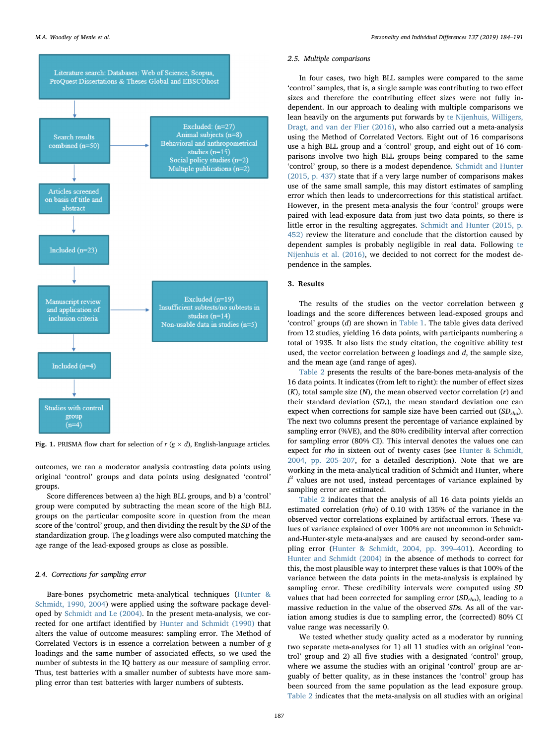Literature search: Databases: Web of Science, Scopus, ProQuest Dissertations & Theses Global and EBSCOhost

Search results combined (n=50)

Excluded: (n=27)
Animal subjects (n=8)
Behavioral and anthropometrical studies (n=15)
Social policy studies (n=2)
Multiple publications (n=2)

Articles screened on basis of title and abstract

Included (n=23)

Manuscript review and application of inclusion criteria

Excluded (n=19)
Insufficient subtests/no subtests in studies (n=14)
Non-usable data in studies (n=5)

Included (n=4)

Studies with control group (n=4)

**Fig. 1.** PRISMA flow chart for selection of $r$ ($g \times d$), English-language articles.

outcomes, we ran a moderator analysis contrasting data points using original 'control' groups and data points using designated 'control' groups.

Score differences between a) the high BLL groups, and b) a 'control' group were computed by subtracting the mean score of the high BLL groups on the particular composite score in question from the mean score of the 'control' group, and then dividing the result by the *SD* of the standardization group. The *g* loadings were also computed matching the age range of the lead-exposed groups as close as possible.

### 2.4. Corrections for sampling error

Bare-bones psychometric meta-analytical techniques (Hunter & Schmidt, 1990, 2004) were applied using the software package developed by Schmidt and Le (2004). In the present meta-analysis, we corrected for one artifact identified by Hunter and Schmidt (1990) that alters the value of outcome measures: sampling error. The Method of Correlated Vectors is in essence a correlation between a number of *g* loadings and the same number of associated effects, so we used the number of subtests in the IQ battery as our measure of sampling error. Thus, test batteries with a smaller number of subtests have more sampling error than test batteries with larger numbers of subtests.

### 2.5. Multiple comparisons

In four cases, two high BLL samples were compared to the same 'control' samples, that is, a single sample was contributing to two effect sizes and therefore the contributing effect sizes were not fully independent. In our approach to dealing with multiple comparisons we lean heavily on the arguments put forwards by te Nijenhuis, Willigers, Dragt, and van der Flier (2016), who also carried out a meta-analysis using the Method of Correlated Vectors. Eight out of 16 comparisons use a high BLL group and a 'control' group, and eight out of 16 comparisons involve two high BLL groups being compared to the same 'control' group, so there is a modest dependence. Schmidt and Hunter (2015, p. 437) state that if a very large number of comparisons makes use of the same small sample, this may distort estimates of sampling error which then leads to undercorrections for this statistical artifact. However, in the present meta-analysis the four 'control' groups were paired with lead-exposure data from just two data points, so there is little error in the resulting aggregates. Schmidt and Hunter (2015, p. 452) review the literature and conclude that the distortion caused by dependent samples is probably negligible in real data. Following te Nijenhuis et al. (2016), we decided to not correct for the modest dependence in the samples.

## 3. Results

The results of the studies on the vector correlation between *g* loadings and the score differences between lead-exposed groups and 'control' groups ($d$) are shown in Table 1. The table gives data derived from 12 studies, yielding 16 data points, with participants numbering a total of 1935. It also lists the study citation, the cognitive ability test used, the vector correlation between *g* loadings and *d*, the sample size, and the mean age (and range of ages).

Table 2 presents the results of the bare-bones meta-analysis of the 16 data points. It indicates (from left to right): the number of effect sizes ($K$), total sample size ($N$), the mean observed vector correlation ($r$) and their standard deviation ($SD_r$), the mean standard deviation one can expect when corrections for sample size have been carried out ($SD_{rho}$). The next two columns present the percentage of variance explained by sampling error (%VE), and the 80% credibility interval after correction for sampling error (80% CI). This interval denotes the values one can expect for *rho* in sixteen out of twenty cases (see Hunter & Schmidt, 2004, pp. 205–207, for a detailed description). Note that we are working in the meta-analytical tradition of Schmidt and Hunter, where $I^2$ values are not used, instead percentages of variance explained by sampling error are estimated.

Table 2 indicates that the analysis of all 16 data points yields an estimated correlation (*rho*) of 0.10 with 135% of the variance in the observed vector correlations explained by artifactual errors. These values of variance explained of over 100% are not uncommon in Schmidt-and-Hunter-style meta-analyses and are caused by second-order sampling error (Hunter & Schmidt, 2004, pp. 399–401). According to Hunter and Schmidt (2004) in the absence of methods to correct for this, the most plausible way to interpret these values is that 100% of the variance between the data points in the meta-analysis is explained by sampling error. These credibility intervals were computed using *SD* values that had been corrected for sampling error ($SD_{rho}$), leading to a massive reduction in the value of the observed *SD*s. As all of the variation among studies is due to sampling error, the (corrected) 80% CI value range was necessarily 0.

We tested whether study quality acted as a moderator by running two separate meta-analyses for 1) all 11 studies with an original 'control' group and 2) all five studies with a designated 'control' group, where we assume the studies with an original 'control' group are arguably of better quality, as in these instances the 'control' group has been sourced from the same population as the lead exposure group. Table 2 indicates that the meta-analysis on all studies with an original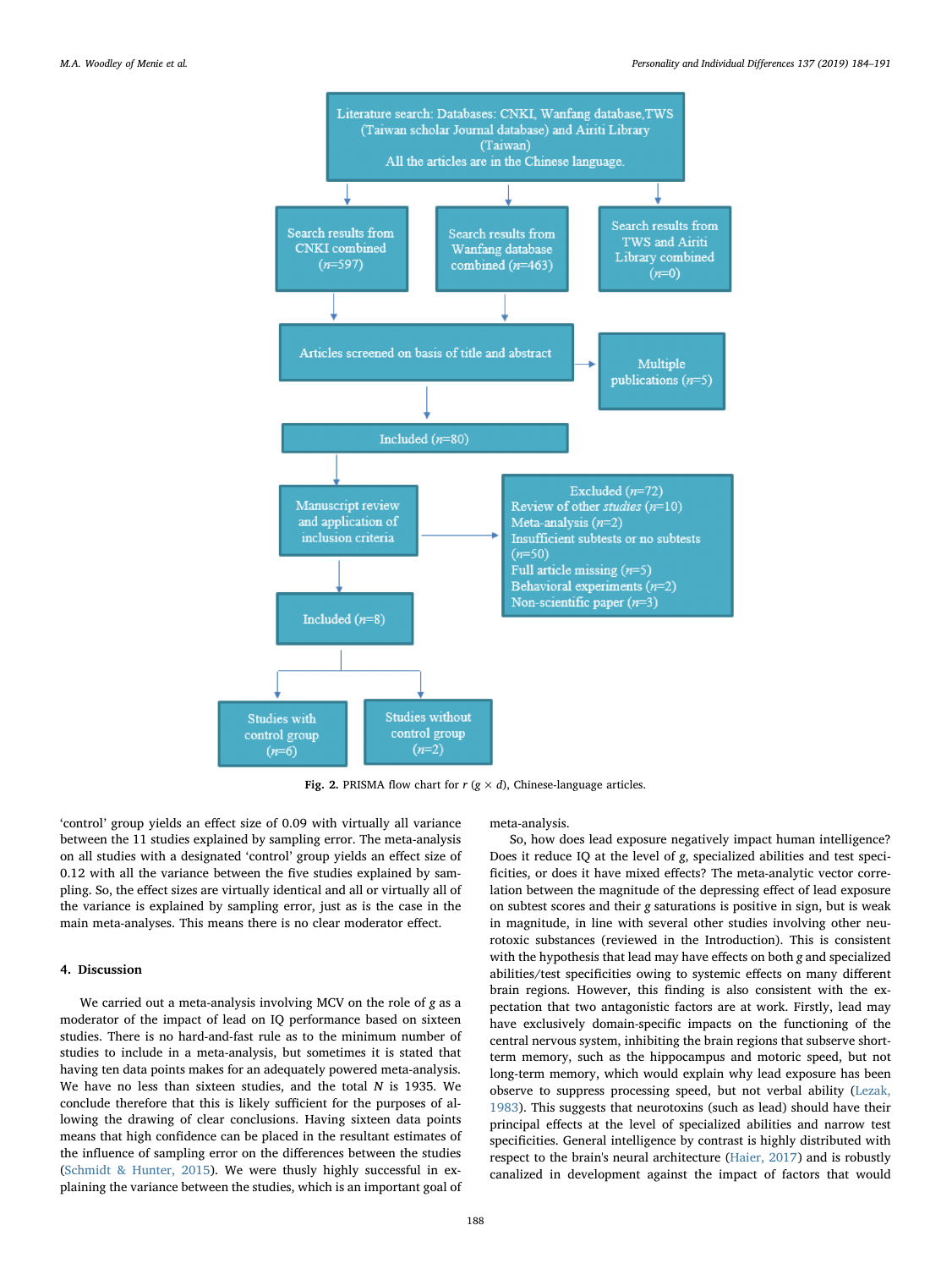Literature search: Databases: CNKI, Wanfang database,TWS (Taiwan scholar Journal database) and Airiti Library (Taiwan)
All the articles are in the Chinese language.

Search results from CNKI combined ($n$=597)

Search results from Wanfang database combined ($n$=463)

Search results from TWS and Airiti Library combined ($n$=0)

Articles screened on basis of title and abstract

Multiple publications ($n$=5)

Included ($n$=80)

Manuscript review and application of inclusion criteria

Excluded ($n$=72)
Review of other *studies* ($n$=10)
Meta-analysis ($n$=2)
Insufficient subtests or no subtests ($n$=50)
Full article missing ($n$=5)
Behavioral experiments ($n$=2)
Non-scientific paper ($n$=3)

Included ($n$=8)

Studies with control group ($n$=6)

Studies without control group ($n$=2)

**Fig. 2.** PRISMA flow chart for $r$ ($g \times d$), Chinese-language articles.

'control' group yields an effect size of 0.09 with virtually all variance between the 11 studies explained by sampling error. The meta-analysis on all studies with a designated 'control' group yields an effect size of 0.12 with all the variance between the five studies explained by sampling. So, the effect sizes are virtually identical and all or virtually all of the variance is explained by sampling error, just as is the case in the main meta-analyses. This means there is no clear moderator effect.

## 4. Discussion

We carried out a meta-analysis involving MCV on the role of $g$ as a moderator of the impact of lead on IQ performance based on sixteen studies. There is no hard-and-fast rule as to the minimum number of studies to include in a meta-analysis, but sometimes it is stated that having ten data points makes for an adequately powered meta-analysis. We have no less than sixteen studies, and the total $N$ is 1935. We conclude therefore that this is likely sufficient for the purposes of allowing the drawing of clear conclusions. Having sixteen data points means that high confidence can be placed in the resultant estimates of the influence of sampling error on the differences between the studies (Schmidt & Hunter, 2015). We were thusly highly successful in explaining the variance between the studies, which is an important goal of meta-analysis.

So, how does lead exposure negatively impact human intelligence? Does it reduce IQ at the level of $g$, specialized abilities and test specificities, or does it have mixed effects? The meta-analytic vector correlation between the magnitude of the depressing effect of lead exposure on subtest scores and their $g$ saturations is positive in sign, but is weak in magnitude, in line with several other studies involving other neurotoxic substances (reviewed in the Introduction). This is consistent with the hypothesis that lead may have effects on both $g$ and specialized abilities/test specificities owing to systemic effects on many different brain regions. However, this finding is also consistent with the expectation that two antagonistic factors are at work. Firstly, lead may have exclusively domain-specific impacts on the functioning of the central nervous system, inhibiting the brain regions that subserve short-term memory, such as the hippocampus and motoric speed, but not long-term memory, which would explain why lead exposure has been observe to suppress processing speed, but not verbal ability (Lezak, 1983). This suggests that neurotoxins (such as lead) should have their principal effects at the level of specialized abilities and narrow test specificities. General intelligence by contrast is highly distributed with respect to the brain's neural architecture (Haier, 2017) and is robustly canalized in development against the impact of factors that would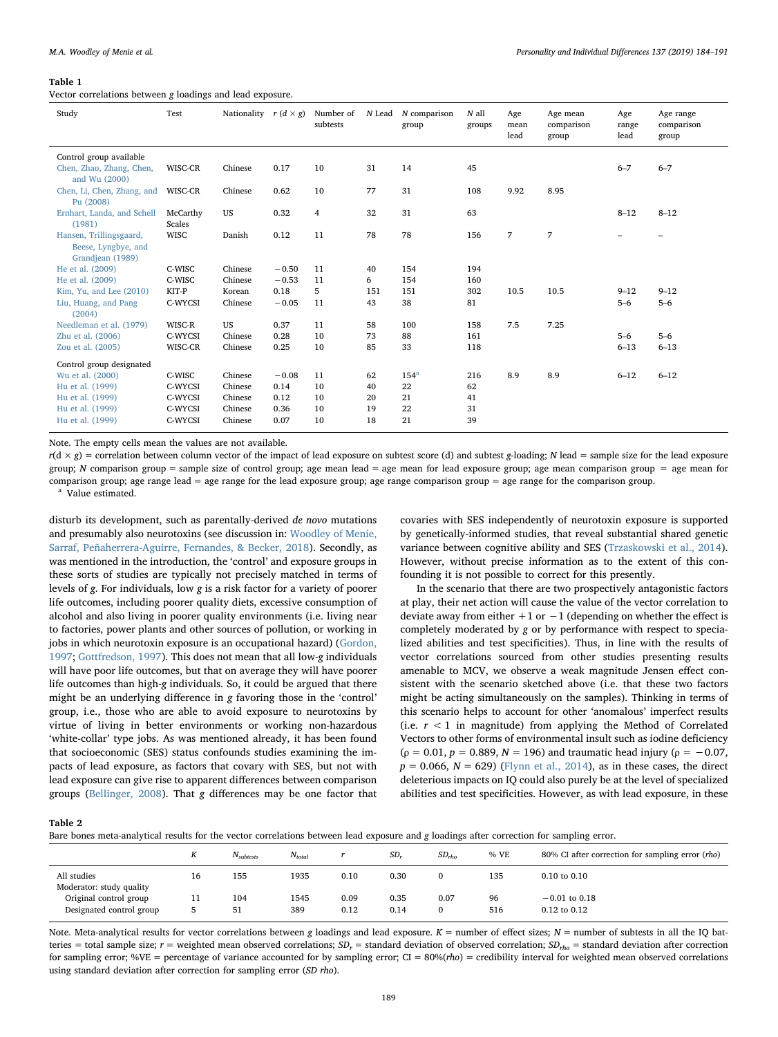**Table 1**
Vector correlations between *g* loadings and lead exposure.

| Study | Test | Nationality | $r$ ($d \times g$) | Number of subtests | N Lead | N comparison group | N all groups | Age mean lead | Age mean comparison group | Age range lead | Age range comparison group |
|---|---|---|---|---|---|---|---|---|---|---|---|
| Control group available | | | | | | | | | | | |
| Chen, Zhao, Zhang, Chen, and Wu (2000) | WISC-CR | Chinese | 0.17 | 10 | 31 | 14 | 45 | | | 6–7 | 6–7 |
| Chen, Li, Chen, Zhang, and Pu (2008) | WISC-CR | Chinese | 0.62 | 10 | 77 | 31 | 108 | 9.92 | 8.95 | | |
| Ernhart, Landa, and Schell (1981) | McCarthy Scales | US | 0.32 | 4 | 32 | 31 | 63 | | | 8–12 | 8–12 |
| Hansen, Trillingsgaard, Beese, Lyngbye, and Grandjean (1989) | WISC | Danish | 0.12 | 11 | 78 | 78 | 156 | 7 | 7 | – | – |
| He et al. (2009) | C-WISC | Chinese | −0.50 | 11 | 40 | 154 | 194 | | | | |
| He et al. (2009) | C-WISC | Chinese | −0.53 | 11 | 6 | 154 | 160 | | | | |
| Kim, Yu, and Lee (2010) | KIT-P | Korean | 0.18 | 5 | 151 | 151 | 302 | 10.5 | 10.5 | 9–12 | 9–12 |
| Liu, Huang, and Pang (2004) | C-WYCSI | Chinese | −0.05 | 11 | 43 | 38 | 81 | | | 5–6 | 5–6 |
| Needleman et al. (1979) | WISC-R | US | 0.37 | 11 | 58 | 100 | 158 | 7.5 | 7.25 | | |
| Zhu et al. (2006) | C-WYCSI | Chinese | 0.28 | 10 | 73 | 88 | 161 | | | 5–6 | 5–6 |
| Zou et al. (2005) | WISC-CR | Chinese | 0.25 | 10 | 85 | 33 | 118 | | | 6–13 | 6–13 |
| Control group designated | | | | | | | | | | | |
| Wu et al. (2000) | C-WISC | Chinese | −0.08 | 11 | 62 | 154[a] | 216 | 8.9 | 8.9 | 6–12 | 6–12 |
| Hu et al. (1999) | C-WYCSI | Chinese | 0.14 | 10 | 40 | 22 | 62 | | | | |
| Hu et al. (1999) | C-WYCSI | Chinese | 0.12 | 10 | 20 | 21 | 41 | | | | |
| Hu et al. (1999) | C-WYCSI | Chinese | 0.36 | 10 | 19 | 22 | 31 | | | | |
| Hu et al. (1999) | C-WYCSI | Chinese | 0.07 | 10 | 18 | 21 | 39 | | | | |

Note. The empty cells mean the values are not available.
$r$($d \times g$) = correlation between column vector of the impact of lead exposure on subtest score (d) and subtest *g*-loading; *N* lead = sample size for the lead exposure group; *N* comparison group = sample size of control group; age mean lead = age mean for lead exposure group; age mean comparison group = age mean for comparison group; age range lead = age range for the lead exposure group; age range comparison group = age range for the comparison group.
[a] Value estimated.

disturb its development, such as parentally-derived *de novo* mutations and presumably also neurotoxins (see discussion in: Woodley of Menie, Sarraf, Peñaherrera-Aguirre, Fernandes, & Becker, 2018). Secondly, as was mentioned in the introduction, the 'control' and exposure groups in these sorts of studies are typically not precisely matched in terms of levels of *g*. For individuals, low *g* is a risk factor for a variety of poorer life outcomes, including poorer quality diets, excessive consumption of alcohol and also living in poorer quality environments (i.e. living near to factories, power plants and other sources of pollution, or working in jobs in which neurotoxin exposure is an occupational hazard) (Gordon, 1997; Gottfredson, 1997). This does not mean that all low-*g* individuals will have poor life outcomes, but that on average they will have poorer life outcomes than high-*g* individuals. So, it could be argued that there might be an underlying difference in *g* favoring those in the 'control' group, i.e., those who are able to avoid exposure to neurotoxins by virtue of living in better environments or working non-hazardous 'white-collar' type jobs. As was mentioned already, it has been found that socioeconomic (SES) status confounds studies examining the impacts of lead exposure, as factors that covary with SES, but not with lead exposure can give rise to apparent differences between comparison groups (Bellinger, 2008). That *g* differences may be one factor that covaries with SES independently of neurotoxin exposure is supported by genetically-informed studies, that reveal substantial shared genetic variance between cognitive ability and SES (Trzaskowski et al., 2014). However, without precise information as to the extent of this confounding it is not possible to correct for this presently.

In the scenario that there are two prospectively antagonistic factors at play, their net action will cause the value of the vector correlation to deviate away from either +1 or −1 (depending on whether the effect is completely moderated by *g* or by performance with respect to specialized abilities and test specificities). Thus, in line with the results of vector correlations sourced from other studies presenting results amenable to MCV, we observe a weak magnitude Jensen effect consistent with the scenario sketched above (i.e. that these two factors might be acting simultaneously on the samples). Thinking in terms of this scenario helps to account for other 'anomalous' imperfect results (i.e. $r < 1$ in magnitude) from applying the Method of Correlated Vectors to other forms of environmental insult such as iodine deficiency ($\rho = 0.01$, $p = 0.889$, $N = 196$) and traumatic head injury ($\rho = -0.07$, $p = 0.066$, $N = 629$) (Flynn et al., 2014), as in these cases, the direct deleterious impacts on IQ could also purely be at the level of specialized abilities and test specificities. However, as with lead exposure, in these

**Table 2**
Bare bones meta-analytical results for the vector correlations between lead exposure and *g* loadings after correction for sampling error.

| | $K$ | $N_{subtests}$ | $N_{total}$ | $r$ | $SD_r$ | $SD_{rho}$ | % VE | 80% CI after correction for sampling error (*rho*) |
|---|---|---|---|---|---|---|---|---|
| All studies | 16 | 155 | 1935 | 0.10 | 0.30 | 0 | 135 | 0.10 to 0.10 |
| Moderator: study quality | | | | | | | | |
| Original control group | 11 | 104 | 1545 | 0.09 | 0.35 | 0.07 | 96 | −0.01 to 0.18 |
| Designated control group | 5 | 51 | 389 | 0.12 | 0.14 | 0 | 516 | 0.12 to 0.12 |

Note. Meta-analytical results for vector correlations between *g* loadings and lead exposure. $K$ = number of effect sizes; $N$ = number of subtests in all the IQ batteries = total sample size; $r$ = weighted mean observed correlations; $SD_r$ = standard deviation of observed correlation; $SD_{rho}$ = standard deviation after correction for sampling error; %VE = percentage of variance accounted for by sampling error; CI = 80%(*rho*) = credibility interval for weighted mean observed correlations using standard deviation after correction for sampling error (*SD rho*).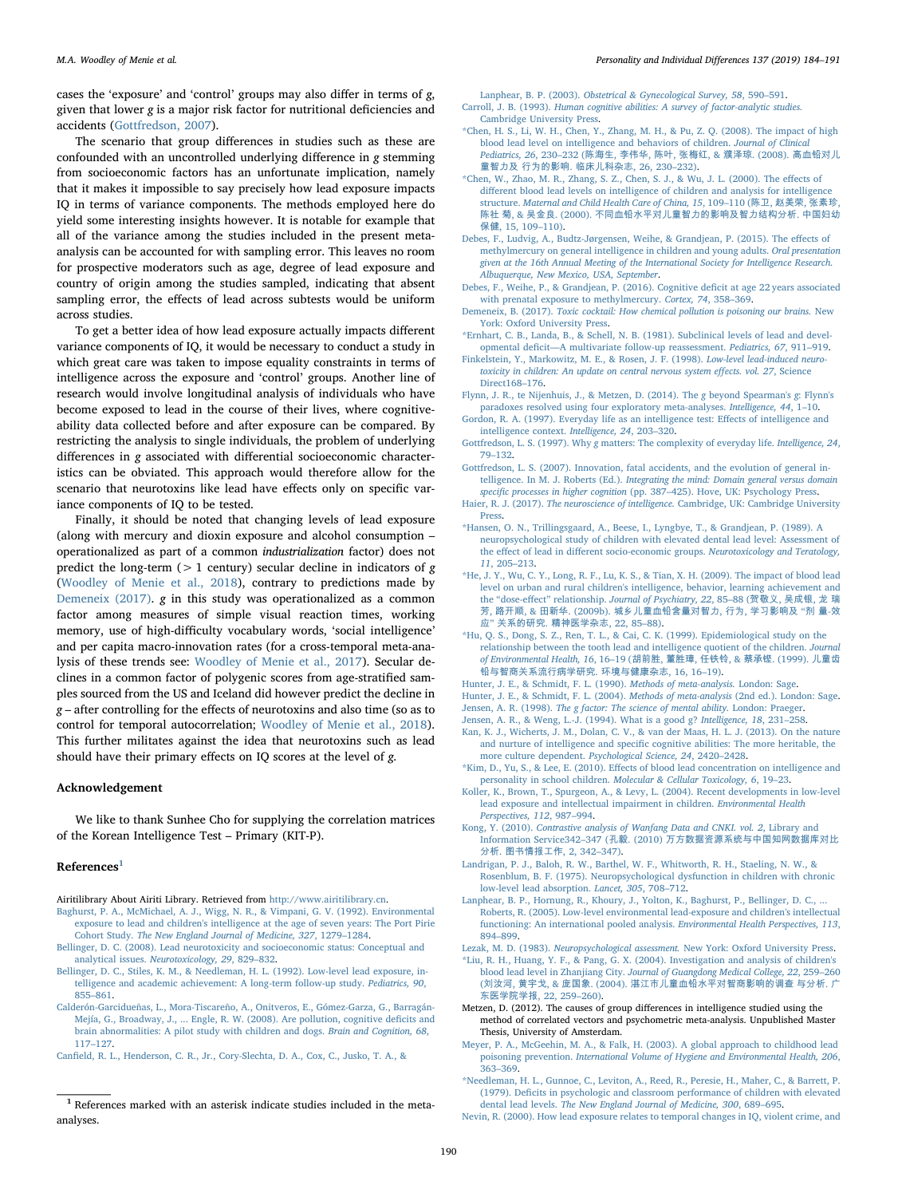cases the 'exposure' and 'control' groups may also differ in terms of *g*, given that lower *g* is a major risk factor for nutritional deficiencies and accidents (Gottfredson, 2007).

The scenario that group differences in studies such as these are confounded with an uncontrolled underlying difference in *g* stemming from socioeconomic factors has an unfortunate implication, namely that it makes it impossible to say precisely how lead exposure impacts IQ in terms of variance components. The methods employed here do yield some interesting insights however. It is notable for example that all of the variance among the studies included in the present meta-analysis can be accounted for with sampling error. This leaves no room for prospective moderators such as age, degree of lead exposure and country of origin among the studies sampled, indicating that absent sampling error, the effects of lead across subtests would be uniform across studies.

To get a better idea of how lead exposure actually impacts different variance components of IQ, it would be necessary to conduct a study in which great care was taken to impose equality constraints in terms of intelligence across the exposure and 'control' groups. Another line of research would involve longitudinal analysis of individuals who have become exposed to lead in the course of their lives, where cognitive-ability data collected before and after exposure can be compared. By restricting the analysis to single individuals, the problem of underlying differences in *g* associated with differential socioeconomic characteristics can be obviated. This approach would therefore allow for the scenario that neurotoxins like lead have effects only on specific variance components of IQ to be tested.

Finally, it should be noted that changing levels of lead exposure (along with mercury and dioxin exposure and alcohol consumption – operationalized as part of a common *industrialization* factor) does not predict the long-term (> 1 century) secular decline in indicators of *g* (Woodley of Menie et al., 2018), contrary to predictions made by Demeneix (2017). *g* in this study was operationalized as a common factor among measures of simple visual reaction times, working memory, use of high-difficulty vocabulary words, 'social intelligence' and per capita macro-innovation rates (for a cross-temporal meta-analysis of these trends see: Woodley of Menie et al., 2017). Secular declines in a common factor of polygenic scores from age-stratified samples sourced from the US and Iceland did however predict the decline in *g* – after controlling for the effects of neurotoxins and also time (so as to control for temporal autocorrelation; Woodley of Menie et al., 2018). This further militates against the idea that neurotoxins such as lead should have their primary effects on IQ scores at the level of *g*.

## Acknowledgement

We like to thank Sunhee Cho for supplying the correlation matrices of the Korean Intelligence Test – Primary (KIT-P).

## References[1]

Airitilibrary About Airiti Library. Retrieved from http://www.airitilibrary.cn.

Baghurst, P. A., McMichael, A. J., Wigg, N. R., & Vimpani, G. V. (1992). Environmental exposure to lead and children's intelligence at the age of seven years: The Port Pirie Cohort Study. *The New England Journal of Medicine, 327*, 1279–1284.

Bellinger, D. C. (2008). Lead neurotoxicity and socioeconomic status: Conceptual and analytical issues. *Neurotoxicology, 29*, 829–832.

Bellinger, D. C., Stiles, K. M., & Needleman, H. L. (1992). Low-level lead exposure, intelligence and academic achievement: A long-term follow-up study. *Pediatrics, 90*, 855–861.

Calderón-Garcidueñas, L., Mora-Tiscareño, A., Onitveros, E., Gómez-Garza, G., Barragán-Mejía, G., Broadway, J., ... Engle, R. W. (2008). Are pollution, cognitive deficits and brain abnormalities: A pilot study with children and dogs. *Brain and Cognition, 68*, 117–127.

Canfield, R. L., Henderson, C. R., Jr., Cory-Slechta, D. A., Cox, C., Jusko, T. A., & Lanphear, B. P. (2003). *Obstetrical & Gynecological Survey, 58*, 590–591.

Carroll, J. B. (1993). *Human cognitive abilities: A survey of factor-analytic studies.* Cambridge University Press.

*Chen, H. S., Li, W. H., Chen, Y., Zhang, M. H., & Pu, Z. Q. (2008). The impact of high blood lead level on intelligence and behaviors of children. *Journal of Clinical Pediatrics, 26*, 230–232 (陈海生, 李伟华, 陈叶, 张梅红, & 濮泽琼. (2008). 高血铅对儿童智力及 行为的影响. 临床儿科杂志, 26, 230–232).

*Chen, W., Zhao, M. R., Zhang, S. Z., Chen, S. J., & Wu, J. L. (2000). The effects of different blood lead levels on intelligence of children and analysis for intelligence structure. *Maternal and Child Health Care of China, 15*, 109–110 (陈卫, 赵美荣, 张素珍, 陈社 菊, & 吴金良. (2000). 不同血铅水平对儿童智力的影响及智力结构分析. 中国妇幼保健, 15, 109–110).

Debes, F., Ludvig, A., Budtz-Jørgensen, Weihe, & Grandjean, P. (2015). The effects of methylmercury on general intelligence in children and young adults. *Oral presentation given at the 16th Annual Meeting of the International Society for Intelligence Research. Albuquerque, New Mexico, USA, September*.

Debes, F., Weihe, P., & Grandjean, P. (2016). Cognitive deficit at age 22 years associated with prenatal exposure to methylmercury. *Cortex, 74*, 358–369.

Demeneix, B. (2017). *Toxic cocktail: How chemical pollution is poisoning our brains.* New York: Oxford University Press.

*Ernhart, C. B., Landa, B., & Schell, N. B. (1981). Subclinical levels of lead and developmental deficit—A multivariate follow-up reassessment. *Pediatrics, 67*, 911–919.

Finkelstein, Y., Markowitz, M. E., & Rosen, J. F. (1998). *Low-level lead-induced neurotoxicity in children: An update on central nervous system effects. vol. 27*, Science Direct168–176.

Flynn, J. R., te Nijenhuis, J., & Metzen, D. (2014). The *g* beyond Spearman's *g*: Flynn's paradoxes resolved using four exploratory meta-analyses. *Intelligence, 44*, 1–10.

Gordon, R. A. (1997). Everyday life as an intelligence test: Effects of intelligence and intelligence context. *Intelligence, 24*, 203–320.

Gottfredson, L. S. (1997). Why *g* matters: The complexity of everyday life. *Intelligence, 24*, 79–132.

Gottfredson, L. S. (2007). Innovation, fatal accidents, and the evolution of general intelligence. In M. J. Roberts (Ed.). *Integrating the mind: Domain general versus domain specific processes in higher cognition* (pp. 387–425). Hove, UK: Psychology Press.

Haier, R. J. (2017). *The neuroscience of intelligence.* Cambridge, UK: Cambridge University Press.

*Hansen, O. N., Trillingsgaard, A., Beese, I., Lyngbye, T., & Grandjean, P. (1989). A neuropsychological study of children with elevated dental lead level: Assessment of the effect of lead in different socio-economic groups. *Neurotoxicology and Teratology, 11*, 205–213.

*He, J. Y., Wu, C. Y., Long, R. F., Lu, K. S., & Tian, X. H. (2009). The impact of blood lead level on urban and rural children's intelligence, behavior, learning achievement and the "dose-effect" relationship. *Journal of Psychiatry, 22*, 85–88 (贺敬义, 吴成银, 龙 瑞芳, 路开顺, & 田新华. (2009b). 城乡儿童血铅含量对智力, 行为, 学习影响及 "剂 量-效应" 关系的研究. 精神医学杂志, 22, 85–88).

*Hu, Q. S., Dong, S. Z., Ren, T. L., & Cai, C. K. (1999). Epidemiological study on the relationship between the tooth lead and intelligence quotient of the children. *Journal of Environmental Health, 16*, 16–19 (胡前胜, 董胜璋, 任铁铃, & 蔡承铿. (1999). 儿童齿铅与智商关系流行病学研究. 环境与健康杂志, 16, 16–19).

Hunter, J. E., & Schmidt, F. L. (1990). *Methods of meta-analysis.* London: Sage.

Hunter, J. E., & Schmidt, F. L. (2004). *Methods of meta-analysis* (2nd ed.). London: Sage.

Jensen, A. R. (1998). *The g factor: The science of mental ability.* London: Praeger.

Jensen, A. R., & Weng, L.-J. (1994). What is a good *g*? *Intelligence, 18*, 231–258.

Kan, K. J., Wicherts, J. M., Dolan, C. V., & van der Maas, H. L. J. (2013). On the nature and nurture of intelligence and specific cognitive abilities: The more heritable, the more culture dependent. *Psychological Science, 24*, 2420–2428.

*Kim, D., Yu, S., & Lee, E. (2010). Effects of blood lead concentration on intelligence and personality in school children. *Molecular & Cellular Toxicology, 6*, 19–23.

Koller, K., Brown, T., Spurgeon, A., & Levy, L. (2004). Recent developments in low-level lead exposure and intellectual impairment in children. *Environmental Health Perspectives, 112*, 987–994.

Kong, Y. (2010). *Contrastive analysis of Wanfang Data and CNKI. vol. 2*, Library and Information Service342–347 (孔毅. (2010) 万方数据资源系统与中国知网数据库对比分析. 图书情报工作, 2, 342–347).

Landrigan, P. J., Baloh, R. W., Barthel, W. F., Whitworth, R. H., Staeling, N. W., & Rosenblum, B. F. (1975). Neuropsychological dysfunction in children with chronic low-level lead absorption. *Lancet, 305*, 708–712.

Lanphear, B. P., Hornung, R., Khoury, J., Yolton, K., Baghurst, P., Bellinger, D. C., ... Roberts, R. (2005). Low-level environmental lead-exposure and children's intellectual functioning: An international pooled analysis. *Environmental Health Perspectives, 113*, 894–899.

Lezak, M. D. (1983). *Neuropsychological assessment.* New York: Oxford University Press.

*Liu, R. H., Huang, Y. F., & Pang, G. X. (2004). Investigation and analysis of children's blood lead level in Zhanjiang City. *Journal of Guangdong Medical College, 22*, 259–260 (刘汝河, 黄宇戈, & 庞国象. (2004). 湛江市儿童血铅水平对智商影响的调查 与分析. 广东医学院学报, 22, 259–260).

Metzen, D. (2012). The causes of group differences in intelligence studied using the method of correlated vectors and psychometric meta-analysis. Unpublished Master Thesis, University of Amsterdam.

Meyer, P. A., McGeehin, M. A., & Falk, H. (2003). A global approach to childhood lead poisoning prevention. *International Volume of Hygiene and Environmental Health, 206*, 363–369.

*Needleman, H. L., Gunnoe, C., Leviton, A., Reed, R., Peresie, H., Maher, C., & Barrett, P. (1979). Deficits in psychologic and classroom performance of children with elevated dental lead levels. *The New England Journal of Medicine, 300*, 689–695.

Nevin, R. (2000). How lead exposure relates to temporal changes in IQ, violent crime, and

[1] References marked with an asterisk indicate studies included in the meta-analyses.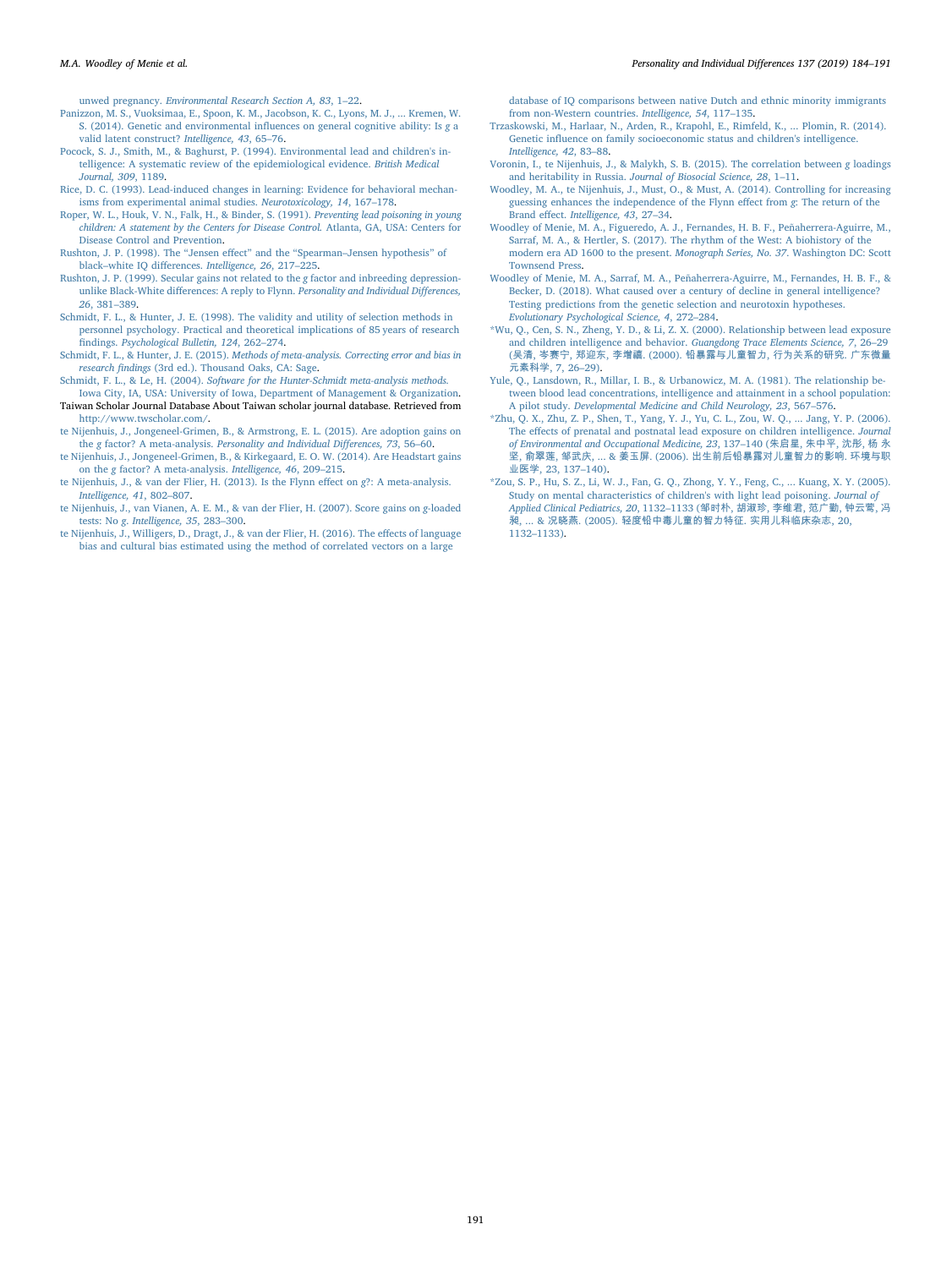unwed pregnancy. *Environmental Research Section A, 83*, 1–22.

Panizzon, M. S., Vuoksimaa, E., Spoon, K. M., Jacobson, K. C., Lyons, M. J., ... Kremen, W. S. (2014). Genetic and environmental influences on general cognitive ability: Is *g* a valid latent construct? *Intelligence, 43*, 65–76.

Pocock, S. J., Smith, M., & Baghurst, P. (1994). Environmental lead and children's intelligence: A systematic review of the epidemiological evidence. *British Medical Journal, 309*, 1189.

Rice, D. C. (1993). Lead-induced changes in learning: Evidence for behavioral mechanisms from experimental animal studies. *Neurotoxicology, 14*, 167–178.

Roper, W. L., Houk, V. N., Falk, H., & Binder, S. (1991). *Preventing lead poisoning in young children: A statement by the Centers for Disease Control.* Atlanta, GA, USA: Centers for Disease Control and Prevention.

Rushton, J. P. (1998). The "Jensen effect" and the "Spearman–Jensen hypothesis" of black–white IQ differences. *Intelligence, 26*, 217–225.

Rushton, J. P. (1999). Secular gains not related to the *g* factor and inbreeding depression-unlike Black-White differences: A reply to Flynn. *Personality and Individual Differences, 26*, 381–389.

Schmidt, F. L., & Hunter, J. E. (1998). The validity and utility of selection methods in personnel psychology. Practical and theoretical implications of 85 years of research findings. *Psychological Bulletin, 124*, 262–274.

Schmidt, F. L., & Hunter, J. E. (2015). *Methods of meta-analysis. Correcting error and bias in research findings* (3rd ed.). Thousand Oaks, CA: Sage.

Schmidt, F. L., & Le, H. (2004). *Software for the Hunter-Schmidt meta-analysis methods.* Iowa City, IA, USA: University of Iowa, Department of Management & Organization.

Taiwan Scholar Journal Database About Taiwan scholar journal database. Retrieved from http://www.twscholar.com/.

te Nijenhuis, J., Jongeneel-Grimen, B., & Armstrong, E. L. (2015). Are adoption gains on the *g* factor? A meta-analysis. *Personality and Individual Differences, 73*, 56–60.

te Nijenhuis, J., Jongeneel-Grimen, B., & Kirkegaard, E. O. W. (2014). Are Headstart gains on the *g* factor? A meta-analysis. *Intelligence, 46*, 209–215.

te Nijenhuis, J., & van der Flier, H. (2013). Is the Flynn effect on *g*?: A meta-analysis. *Intelligence, 41*, 802–807.

te Nijenhuis, J., van Vianen, A. E. M., & van der Flier, H. (2007). Score gains on *g*-loaded tests: No *g*. *Intelligence, 35*, 283–300.

te Nijenhuis, J., Willigers, D., Dragt, J., & van der Flier, H. (2016). The effects of language bias and cultural bias estimated using the method of correlated vectors on a large database of IQ comparisons between native Dutch and ethnic minority immigrants from non-Western countries. *Intelligence, 54*, 117–135.

Trzaskowski, M., Harlaar, N., Arden, R., Krapohl, E., Rimfeld, K., ... Plomin, R. (2014). Genetic influence on family socioeconomic status and children's intelligence. *Intelligence, 42*, 83–88.

Voronin, I., te Nijenhuis, J., & Malykh, S. B. (2015). The correlation between *g* loadings and heritability in Russia. *Journal of Biosocial Science, 28*, 1–11.

Woodley, M. A., te Nijenhuis, J., Must, O., & Must, A. (2014). Controlling for increasing guessing enhances the independence of the Flynn effect from *g*: The return of the Brand effect. *Intelligence, 43*, 27–34.

Woodley of Menie, M. A., Figueredo, A. J., Fernandes, H. B. F., Peñaherrera-Aguirre, M., Sarraf, M. A., & Hertler, S. (2017). The rhythm of the West: A biohistory of the modern era AD 1600 to the present. *Monograph Series, No. 37*. Washington DC: Scott Townsend Press.

Woodley of Menie, M. A., Sarraf, M. A., Peñaherrera-Aguirre, M., Fernandes, H. B. F., & Becker, D. (2018). What caused over a century of decline in general intelligence? Testing predictions from the genetic selection and neurotoxin hypotheses. *Evolutionary Psychological Science, 4*, 272–284.

*Wu, Q., Cen, S. N., Zheng, Y. D., & Li, Z. X. (2000). Relationship between lead exposure and children intelligence and behavior. *Guangdong Trace Elements Science, 7*, 26–29 (吴清, 岑赛宁, 郑迎东, 李增禧. (2000). 铅暴露与儿童智力, 行为关系的研究. 广东微量元素科学, 7, 26–29).

Yule, Q., Lansdown, R., Millar, I. B., & Urbanowicz, M. A. (1981). The relationship between blood lead concentrations, intelligence and attainment in a school population: A pilot study. *Developmental Medicine and Child Neurology, 23*, 567–576.

*Zhu, Q. X., Zhu, Z. P., Shen, T., Yang, Y. J., Yu, C. L., Zou, W. Q., ... Jang, Y. P. (2006). The effects of prenatal and postnatal lead exposure on children intelligence. *Journal of Environmental and Occupational Medicine, 23*, 137–140 (朱启星, 朱中平, 沈彤, 杨永坚, 俞翠莲, 邹武庆, ... & 姜玉屏. (2006). 出生前后铅暴露对儿童智力的影响. 环境与职业医学, 23, 137–140).

*Zou, S. P., Hu, S. Z., Li, W. J., Fan, G. Q., Zhong, Y. Y., Feng, C., ... Kuang, X. Y. (2005). Study on mental characteristics of children's with light lead poisoning. *Journal of Applied Clinical Pediatrics, 20*, 1132–1133 (邹时朴, 胡淑珍, 李维君, 范广勤, 钟云莺, 冯昶, ... & 况晓燕. (2005). 轻度铅中毒儿童的智力特征. 实用儿科临床杂志, 20, 1132–1133).